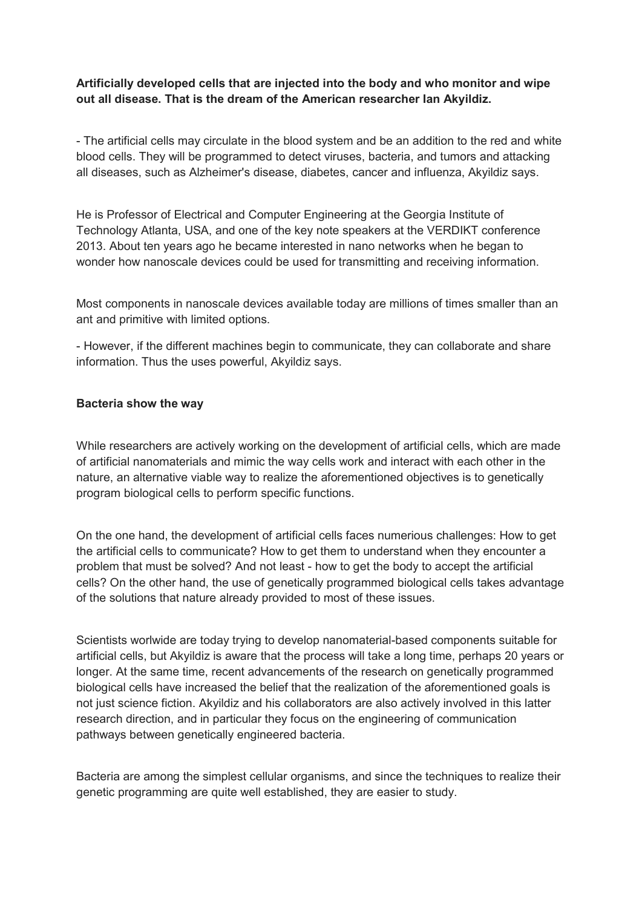**Artificially developed cells that are injected into the body and who monitor and wipe out all disease. That is the dream of the American researcher Ian Akyildiz.**

- The artificial cells may circulate in the blood system and be an addition to the red and white blood cells. They will be programmed to detect viruses, bacteria, and tumors and attacking all diseases, such as Alzheimer's disease, diabetes, cancer and influenza, Akyildiz says.

He is Professor of Electrical and Computer Engineering at the Georgia Institute of Technology Atlanta, USA, and one of the key note speakers at the VERDIKT conference 2013. About ten years ago he became interested in nano networks when he began to wonder how nanoscale devices could be used for transmitting and receiving information.

Most components in nanoscale devices available today are millions of times smaller than an ant and primitive with limited options.

- However, if the different machines begin to communicate, they can collaborate and share information. Thus the uses powerful, Akyildiz says.

**Bacteria show the way**

While researchers are actively working on the development of artificial cells, which are made of artificial nanomaterials and mimic the way cells work and interact with each other in the nature, an alternative viable way to realize the aforementioned objectives is to genetically program biological cells to perform specific functions.

On the one hand, the development of artificial cells faces numerious challenges: How to get the artificial cells to communicate? How to get them to understand when they encounter a problem that must be solved? And not least - how to get the body to accept the artificial cells? On the other hand, the use of genetically programmed biological cells takes advantage of the solutions that nature already provided to most of these issues.

Scientists worlwide are today trying to develop nanomaterial-based components suitable for artificial cells, but Akyildiz is aware that the process will take a long time, perhaps 20 years or longer. At the same time, recent advancements of the research on genetically programmed biological cells have increased the belief that the realization of the aforementioned goals is not just science fiction. Akyildiz and his collaborators are also actively involved in this latter research direction, and in particular they focus on the engineering of communication pathways between genetically engineered bacteria.

Bacteria are among the simplest cellular organisms, and since the techniques to realize their genetic programming are quite well established, they are easier to study.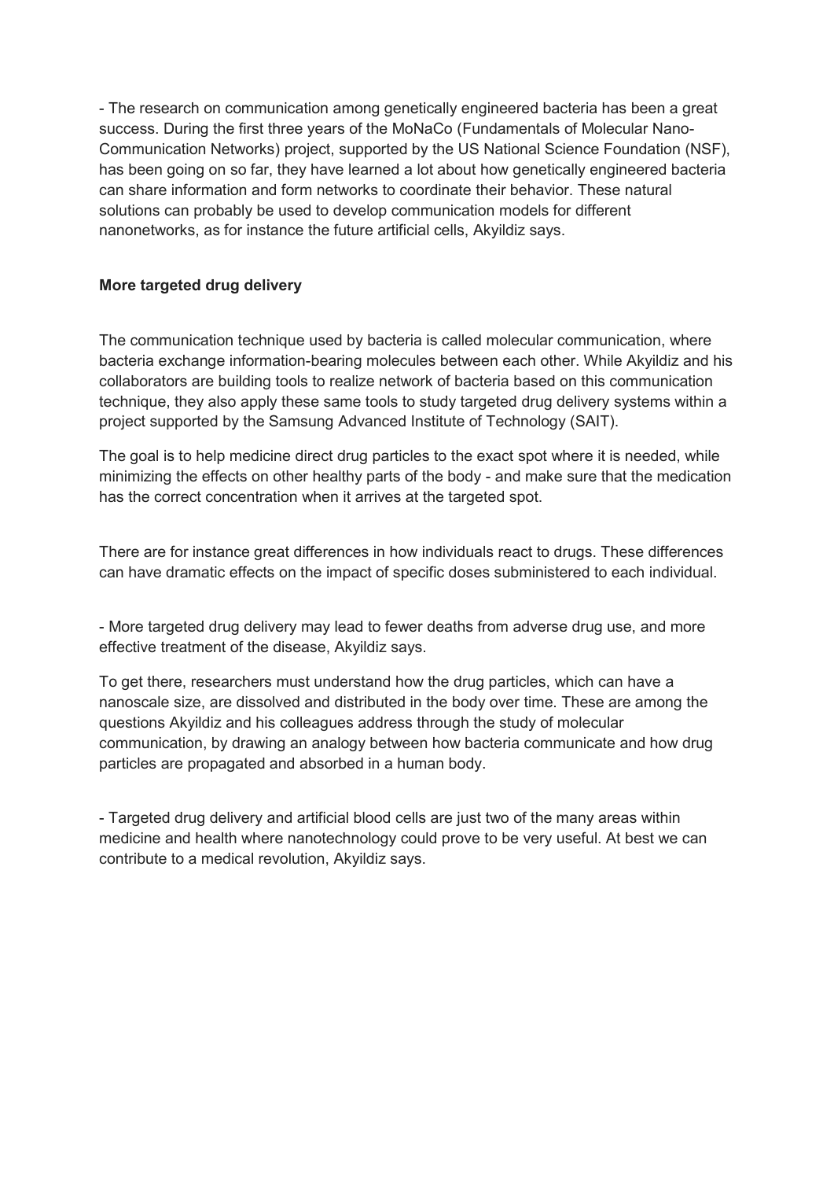- The research on communication among genetically engineered bacteria has been a great success. During the first three years of the MoNaCo (Fundamentals of Molecular Nano-Communication Networks) project, supported by the US National Science Foundation (NSF), has been going on so far, they have learned a lot about how genetically engineered bacteria can share information and form networks to coordinate their behavior. These natural solutions can probably be used to develop communication models for different nanonetworks, as for instance the future artificial cells, Akyildiz says.

**More targeted drug delivery**

The communication technique used by bacteria is called molecular communication, where bacteria exchange information-bearing molecules between each other. While Akyildiz and his collaborators are building tools to realize network of bacteria based on this communication technique, they also apply these same tools to study targeted drug delivery systems within a project supported by the Samsung Advanced Institute of Technology (SAIT).

The goal is to help medicine direct drug particles to the exact spot where it is needed, while minimizing the effects on other healthy parts of the body - and make sure that the medication has the correct concentration when it arrives at the targeted spot.

There are for instance great differences in how individuals react to drugs. These differences can have dramatic effects on the impact of specific doses subministered to each individual.

- More targeted drug delivery may lead to fewer deaths from adverse drug use, and more effective treatment of the disease, Akyildiz says.

To get there, researchers must understand how the drug particles, which can have a nanoscale size, are dissolved and distributed in the body over time. These are among the questions Akyildiz and his colleagues address through the study of molecular communication, by drawing an analogy between how bacteria communicate and how drug particles are propagated and absorbed in a human body.

- Targeted drug delivery and artificial blood cells are just two of the many areas within medicine and health where nanotechnology could prove to be very useful. At best we can contribute to a medical revolution, Akyildiz says.